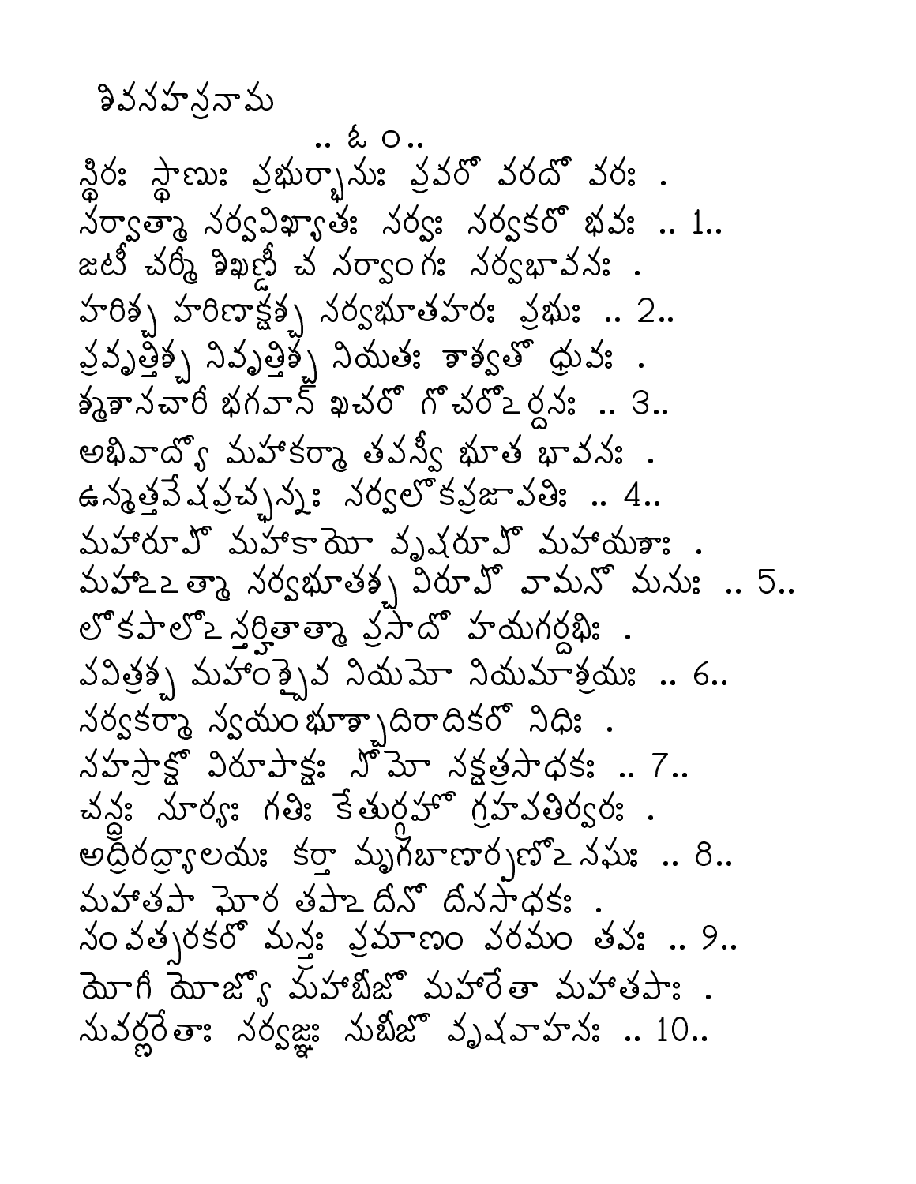# శివసహస్రనామ

.. ఓం ..

స్థిరః స్థాణుః ప్రభుర్భానుః ప్రవరో వరదో వరః .
సర్వాత్మా సర్వవిఖ్యాతః సర్వః సర్వకరో భవః .. 1..
జటీ చర్మీ శిఖణ్డీ చ సర్వాంగః సర్వభావనః .
హరిశ్చ హరిణాక్షశ్చ సర్వభూతహరః ప్రభుః .. 2..
ప్రవృత్తిశ్చ నివృత్తిశ్చ నియతః శాశ్వతో ధ్రువః .
శ్మశానచారీ భగవాన్ ఖచరో గోచరోఽర్దనః .. 3..
అభివాద్యో మహాకర్మా తపస్వీ భూత భావనః .
ఉన్మత్తవేషప్రచ్ఛన్నః సర్వలోకప్రజాపతిః .. 4..
మహారూపో మహాకాయో వృషరూపో మహాయశాః .
మహాఽఽత్మా సర్వభూతశ్చ విరూపో వామనో మనుః .. 5..
లోకపాలోఽన్తర్హితాత్మా ప్రసాదో హయగర్దభిః .
పవిత్రశ్చ మహాంశ్చైవ నియమో నియమాశ్రయః .. 6..
సర్వకర్మా స్వయంభూశ్చాదిరాదికరో నిధిః .
సహస్రాక్షో విరూపాక్షః సోమో నక్షత్రసాధకః .. 7..
చన్ద్రః సూర్యః గతిః కేతుర్గ్రహో గ్రహపతిర్వరః .
అద్రిరద్ర్యాలయః కర్తా మృగబాణార్పణోఽనఘః .. 8..
మహాతపా ఘోర తపాఽదీనో దీనసాధకః .
సంవత్సరకరో మన్త్రః ప్రమాణం పరమం తపః .. 9..
యోగీ యోజ్యో మహాబీజో మహారేతా మహాతపాః .
సువర్ణరేతాః సర్వజ్ఞః సుబీజో వృషవాహనః .. 10..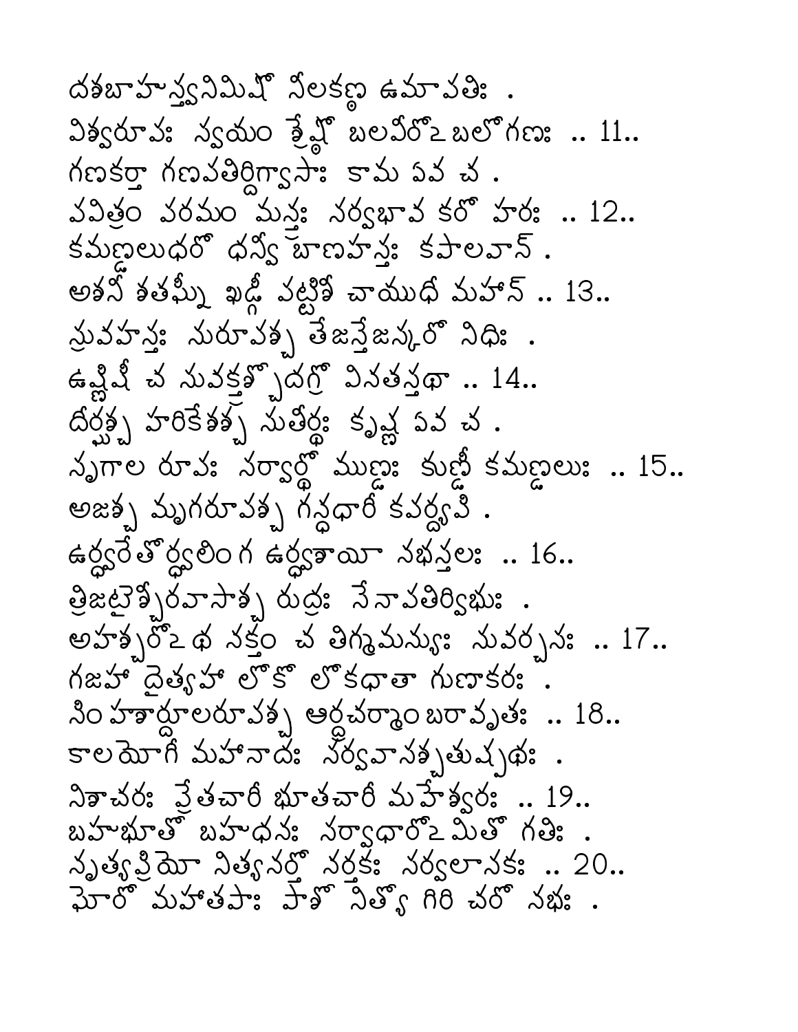దశబాహుస్త్వనిమిషో నీలకణ్ఠ ఉమాపతిః .
విశ్వరూపః స్వయం శ్రేష్ఠో బలవీరోఽబలో గణః .. 11..
గణకర్తా గణపతిర్దిగ్వాసాః కామ ఏవ చ .
పవిత్రం పరమం మన్త్రః సర్వభావ కరో హరః .. 12..
కమణ్డలుధరో ధన్వీ బాణహస్తః కపాలవాన్ .
అశనీ శతఘ్నీ ఖడ్గీ పట్టిశీ చాయుధీ మహాన్ .. 13..
స్రువహస్తః సురూపశ్చ తేజస్తేజస్కరో నిధిః .
ఉష్ణిషీ చ సువక్త్రశ్చోదగ్రో వినతస్తథా .. 14..
దీర్ఘశ్చ హరికేశశ్చ సుతీర్థః కృష్ణ ఏవ చ .
సృగాల రూపః సర్వార్థో ముణ్డః కుణ్డీ కమణ్డలుః .. 15..
అజశ్చ మృగరూపశ్చ గన్ధధారీ కపర్ద్యపి .
ఉర్ధ్వరేతోర్ధ్వలింగ ఉర్ధ్వశాయీ నభస్తలః .. 16..
త్రిజటైశ్చీరవాసాశ్చ రుద్రః సేనాపతిర్విభుః .
అహశ్చరోఽథ నక్తం చ తిగ్మమన్యుః సువర్చసః .. 17..
గజహా దైత్యహా లోకో లోకధాతా గుణాకరః .
సింహశార్దూలరూపశ్చ ఆర్ద్రచర్మాంబరావృతః .. 18..
కాలయోగీ మహానాదః సర్వవాసశ్చతుష్పథః .
నిశాచరః ప్రేతచారీ భూతచారీ మహేశ్వరః .. 19..
బహుభూతో బహుధనః సర్వాధారోఽమితో గతిః .
నృత్యప్రియో నిత్యనర్తో నర్తకః సర్వలాసకః .. 20..
ఘోరో మహాతపాః పాశో నిత్యో గిరి చరో నభః .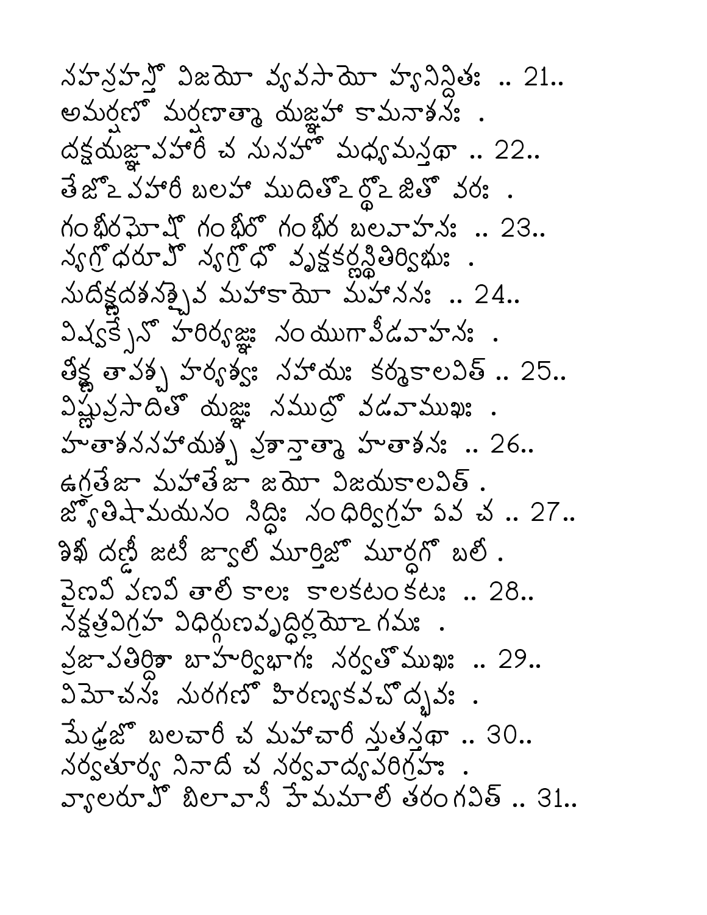సహస్రహస్తో విజయో వ్యవసాయో హ్యనిన్దితః .. 21..
అమర్షణో మర్షణాత్మా యజ్ఞహా కామనాశనః .
దక్షయజ్ఞాపహారీ చ సుసహో మధ్యమస్తథా .. 22..
తేజోఽపహారీ బలహా ముదితోఽర్థోఽజితో వరః .
గంభీరఘోషో గంభీరో గంభీర బలవాహనః .. 23..
న్యగ్రోధరూపో న్యగ్రోధో వృక్షకర్ణస్థితిర్విభుః .
సుదీక్ష్ణదశనశ్చైవ మహాకాయో మహాననః .. 24..
విష్వక్సేనో హరిర్యజ్ఞః సంయుగాపీడవాహనః .
తీక్ష్ణ తాపశ్చ హర్యశ్వః సహాయః కర్మకాలవిత్ .. 25..
విష్ణుప్రసాదితో యజ్ఞః సముద్రో వడవాముఖః .
హుతాశనసహాయశ్చ ప్రశాన్తాత్మా హుతాశనః .. 26..
ఉగ్రతేజా మహాతేజా జయో విజయకాలవిత్ .
జ్యోతిషామయనం సిద్ధిః సంధిర్విగ్రహ ఏవ చ .. 27..
శిఖీ దణ్డీ జటీ జ్వాలీ మూర్తిజో మూర్ధగో బలీ .
వైణవీ పణవీ తాలీ కాలః కాలకటంకటః .. 28..
నక్షత్రవిగ్రహ విధిర్గుణవృద్ధిర్లయోఽగమః .
ప్రజాపతిర్దిశా బాహుర్విభాగః సర్వతోముఖః .. 29..
విమోచనః సురగణో హిరణ్యకవచోద్భవః .
మేఢ్రజో బలచారీ చ మహాచారీ స్తుతస్తథా .. 30..
సర్వతూర్య నినాదీ చ సర్వవాద్యపరిగ్రహః .
వ్యాలరూపో బిలావాసీ హేమమాలీ తరంగవిత్ .. 31..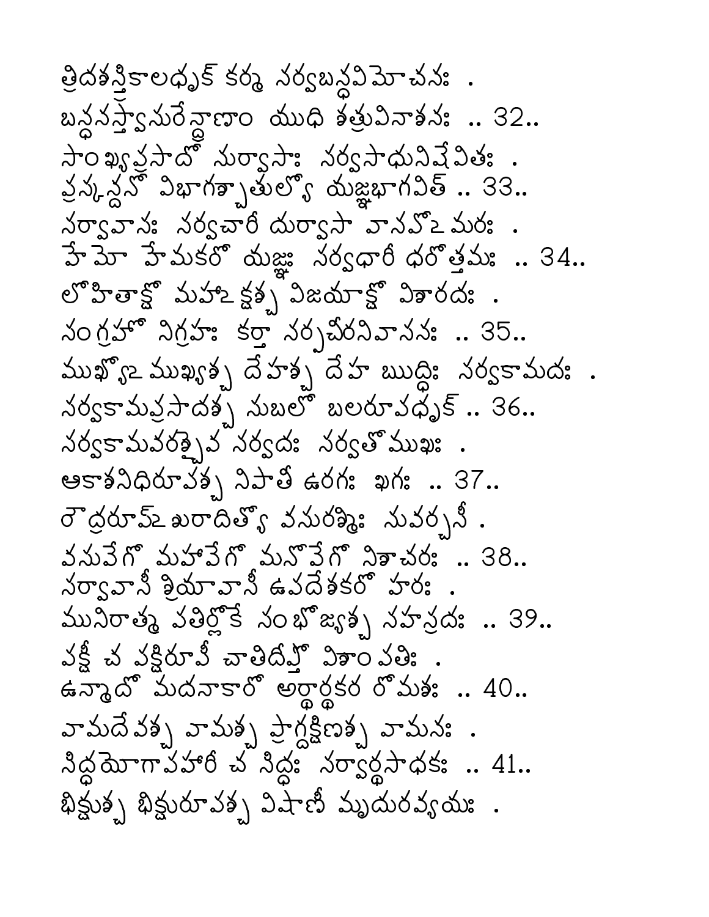త్రిదశస్త్రికాలధృక్ కర్మ సర్వబన్ధవిమోచనః .
బన్ధనస్త్వసురేన్ద్రాణాం యుధి శత్రువినాశనః .. 32..
సాంఖ్యప్రసాదో దుర్వాసాః సర్వసాధునిషేవితః .
ప్రస్కన్దనో విభాగజ్ఞో హ్యతుల్యో యజ్ఞభాగవిత్ .. 33..
సర్వావాసః సర్వచారీ దుర్వాసా వాసవోఽమరః .
హైమో హేమకరో యజ్ఞః సర్వధారీ ధరోత్తమః .. 34..
లోహితాక్షో మహాఽక్షశ్చ విజయాక్షో విశారదః .
సంగ్రహో నిగ్రహః కర్తా సర్పచీరనివాసనః .. 35..
ముఖ్యోఽముఖ్యశ్చ దేహశ్చ దేహ ఋద్ధిః సర్వకామదః .
సర్వకామప్రసాదశ్చ సుబలో బలరూపధృక్ .. 36..
సర్వకామవరశ్చైవ సర్వదః సర్వతోముఖః .
ఆకాశనిధిరూపశ్చ నిపాతీ ఉరగః ఖగః .. 37..
రౌద్రరూపోఽంశురాదిత్యో వసురశ్మిః సువర్చసీ .
వసువేగో మహావేగో మనోవేగో నిశాచరః .. 38..
సర్వావాసీ శ్రియావాసీ ఉపదేశకరో హరః .
మునిరాత్మపతిర్లోకే సంభోజ్యశ్చ సహస్రదః .. 39..
పక్షీ చ పక్షిరూపీ చాతిదీప్తో విశాంపతిః .
ఉన్మాదో మదనాకారో అర్థార్థకర రోమశః .. 40..
వామదేవశ్చ వామశ్చ ప్రాగ్దక్షిణశ్చ వామనః .
సిద్ధయోగాపహారీ చ సిద్ధః సర్వార్థసాధకః .. 41..
భిక్షుశ్చ భిక్షురూపశ్చ విషాణీ మృదురవ్యయః .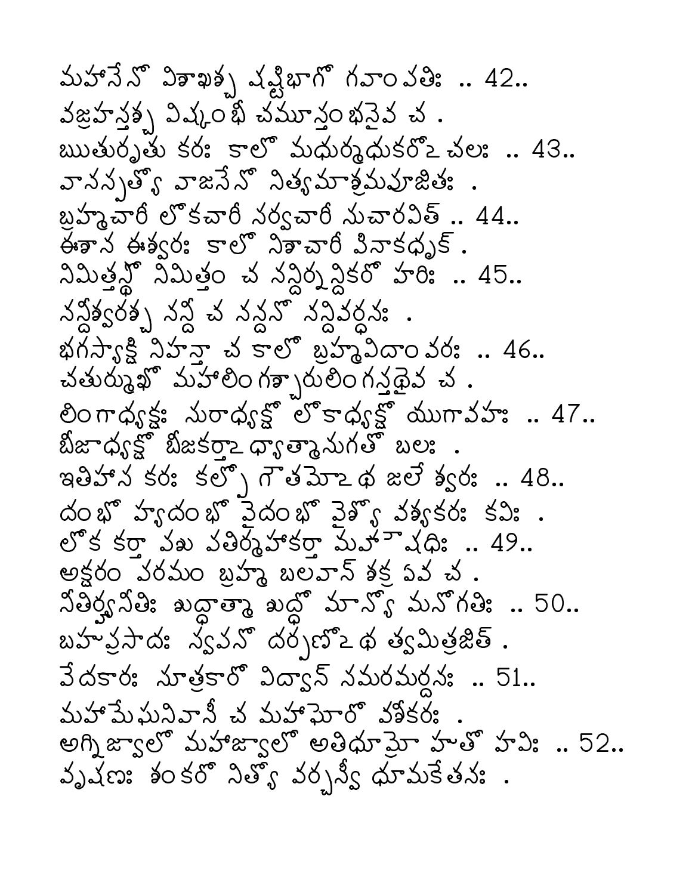మహాసేనో విశాఖశ్చ షష్టిభాగో గవాం పతిః .. 42..
వజ్రహస్తశ్చ విష్కంభీ చమూస్తంభనైవ చ .
ఋతుర్ఋతు కరః కాలో మధుర్మధుకరోఽచలః .. 43..
వానస్పత్యో వాజసేనో నిత్యమాశ్రమపూజితః .
బ్రహ్మచారీ లోకచారీ సర్వచారీ సుచారవిత్ .. 44..
ఈశాన ఈశ్వరః కాలో నిశాచారీ పినాకధృక్ .
నిమిత్తస్థో నిమిత్తం చ నన్దిర్నన్దికరో హరిః .. 45..
నన్దీశ్వరశ్చ నన్దీ చ నన్దనో నన్దివర్ధనః .
భగస్యాక్షి నిహన్తా చ కాలో బ్రహ్మవిదాం వరః .. 46..
చతుర్ముఖో మహాలింగశ్చారులింగస్తథైవ చ .
లింగాధ్యక్షః సురాధ్యక్షో లోకాధ్యక్షో యుగావహః .. 47..
బీజాధ్యక్షో బీజకర్తాఽధ్యాత్మానుగతో బలః .
ఇతిహాస కరః కల్పో గౌతమోఽథ జలేశ్వరః .. 48..
దంభో హ్యదంభో వైదంభో వైశ్యో వశ్యకరః కవిః .
లోక కర్తా పశు పతిర్మహాకర్తా మహౌషధిః .. 49..
అక్షరం పరమం బ్రహ్మ బలవాన్ శక్ర ఏవ చ .
నీతిర్హ్యనీతిః శుద్ధాత్మా శుద్ధో మాన్యో మనోగతిః .. 50..
బహుప్రసాదః స్వపనో దర్పణోఽథ త్వమిత్రజిత్ .
వేదకారః సూత్రకారో విద్వాన్ సమరమర్దనః .. 51..
మహామేఘనివాసీ చ మహాఘోరో వశీకరః .
అగ్నిజ్వాలో మహాజ్వాలో అతిధూమ్రో హుతో హవిః .. 52..
వృషణః శంకరో నిత్యో వర్చస్వీ ధూమకేతనః .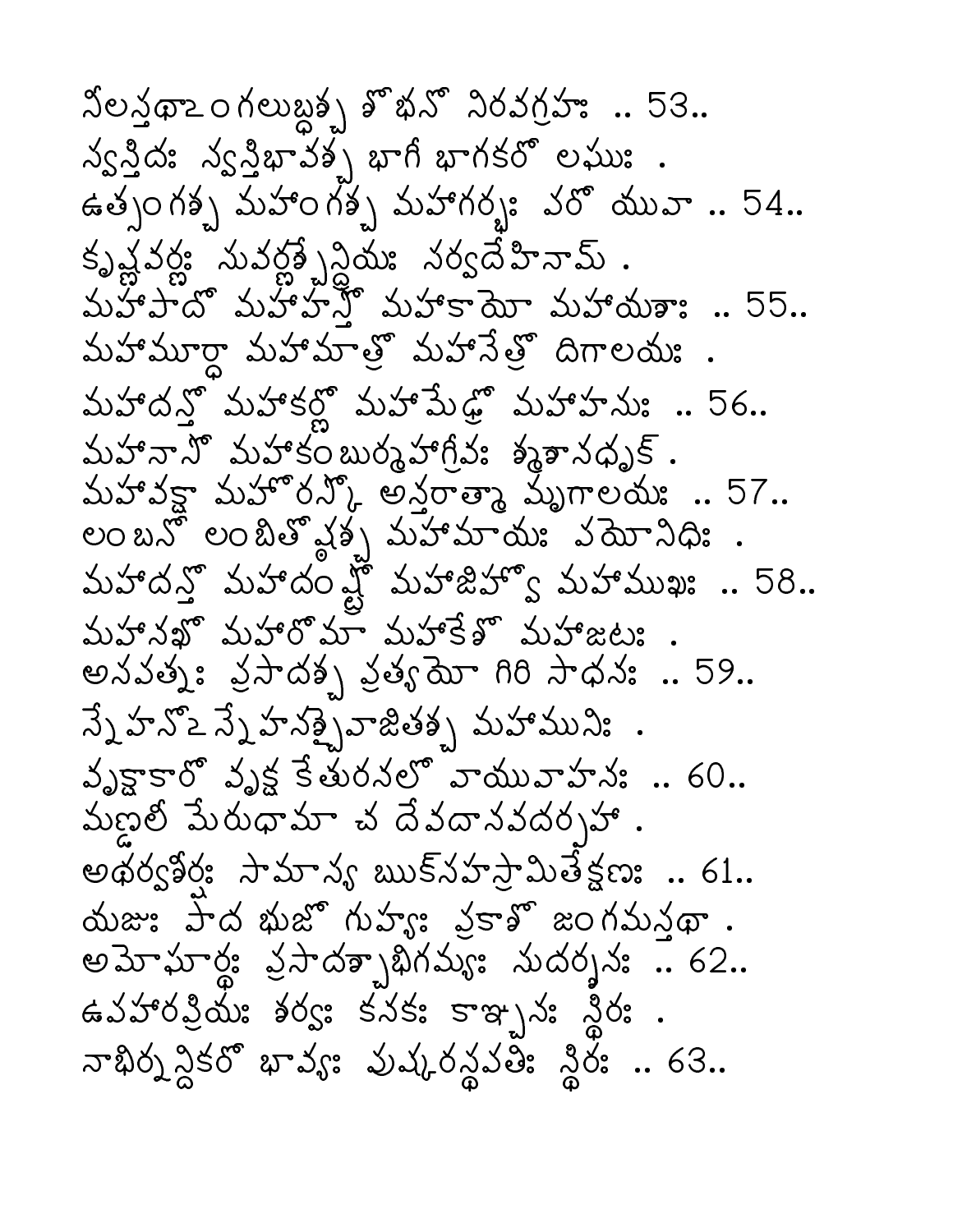నీలస్తథాఽంగలుబ్ధశ్చ శోభనో నిరవగ్రహః .. 53..
స్వస్తిదః స్వస్తిభావశ్చ భాగీ భాగకరో లఘుః .
ఉత్సంగశ్చ మహాంగశ్చ మహాగర్భః పరో యువా .. 54..
కృష్ణవర్ణః సువర్ణశ్చేన్ద్రియః సర్వదేహినామ్ .
మహాపాదో మహాహస్తో మహాకాయో మహాయశాః .. 55..
మహామూర్ధా మహామాత్రో మహానేత్రో దిగాలయః .
మహాదన్తో మహాకర్ణో మహామేఢ్రో మహాహనుః .. 56..
మహానాసో మహాకంబుర్మహాగ్రీవః శ్మశానధృక్ .
మహావక్షా మహోరస్కో అన్తరాత్మా మృగాలయః .. 57..
లంబనో లంబితోష్ఠశ్చ మహామాయః పయోనిధిః .
మహాదన్తో మహాదంష్ట్రో మహాజిహ్వో మహాముఖః .. 58..
మహానఖో మహారోమా మహాకేశో మహాజటః .
అసపత్నః ప్రసాదశ్చ ప్రత్యయో గిరి సాధనః .. 59..
స్నేహనోఽస్నేహనశ్చైవాజితశ్చ మహామునిః .
వృక్షాకారో వృక్ష కేతురనలో వాయువాహనః .. 60..
మణ్డలీ మేరుధామా చ దేవదానవదర్పహా .
అథర్వశీర్షః సామాన్య ఋుక్సహస్రామితేక్షణః .. 61..
యజుః పాద భుజో గుహ్యః ప్రకాశో జంగమస్తథా .
అమోఘార్థః ప్రసాదశ్చాభిగమ్యః సుదర్శనః .. 62..
ఉపహారప్రియః శర్వః కనకః కాఞ్చనః స్థిరః .
నాభిర్నన్దికరో భావ్యః పుష్కరస్థపతిః స్థిరః .. 63..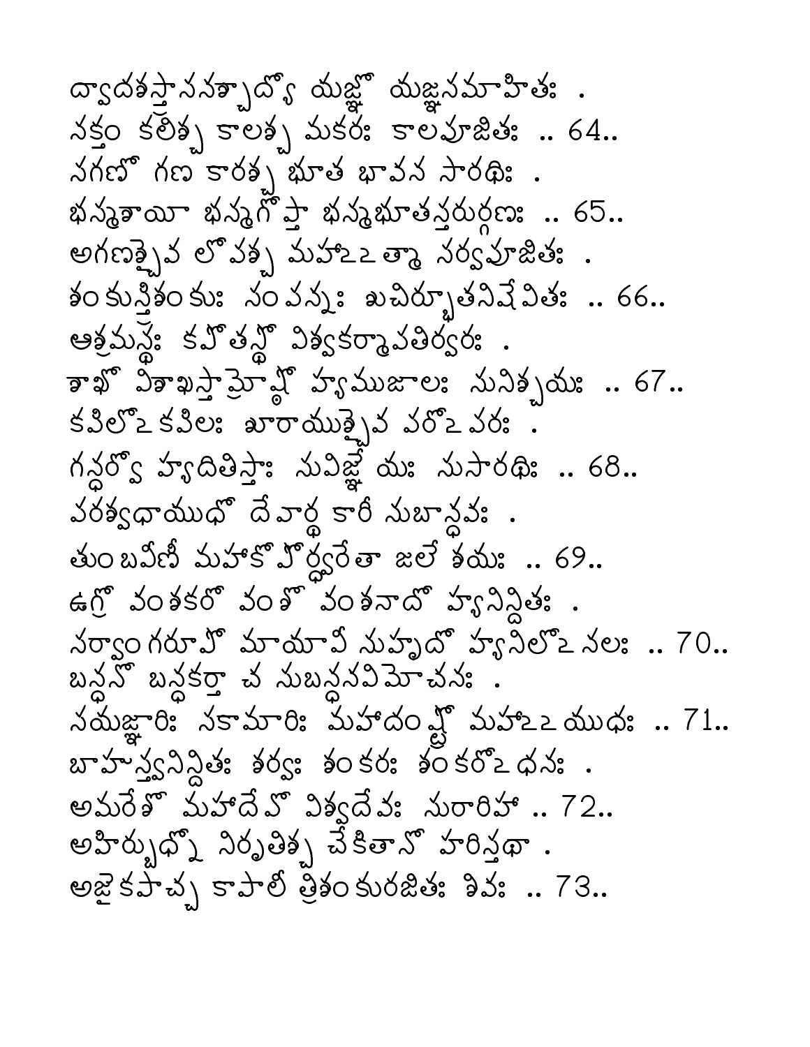ద్వాదశస్త్రాసనశ్చాద్యో యజ్ఞో యజ్ఞసమాహితః .
నక్తం కలిశ్చ కాలశ్చ మకరః కాలపూజితః .. 64..
సగణో గణ కారశ్చ భూత భావన సారథిః .
భస్మశాయీ భస్మగోప్తా భస్మభూతస్తరుర్గణః .. 65..
అగణశ్చైవ లోపశ్చ మహాఽఽత్మా సర్వపూజితః .
శంకుస్త్రిశంకుః సంపన్నః శుచిర్భూతనిషేవితః .. 66..
ఆశ్రమస్థః కపోతస్థో విశ్వకర్మాపతిర్వరః .
శాఖో విశాఖస్తామ్రోష్ఠో హ్యముజాలః సునిశ్చయః .. 67..
కపిలోఽకపిలః శూరాయుశ్చైవ వరోఽవరః .
గన్ధర్వో హ్యదితిస్తార్క్ష్యః సువిజ్ఞేయః సుసారథిః .. 68..
పరశ్వధాయుధో దేవార్థ కారీ సుబాన్ధవః .
తుంబవీణీ మహాకోపోర్ధ్వరేతా జలేశయః .. 69..
ఉగ్రో వంశకరో వంశో వంశనాదో హ్యనిన్దితః .
సర్వాంగరూపో మాయావీ సుహృదో హ్యనిలోఽనలః .. 70..
బన్ధనో బన్ధకర్తా చ సుబన్ధనవిమోచనః .
సయజ్ఞారిః సకామారిః మహాదంష్ట్రో మహాఽఽయుధః .. 71..
బాహుస్త్వనిన్దితః శర్వః శంకరః శంకరోఽధనః .
అమరేశో మహాదేవో విశ్వదేవః సురారిహా .. 72..
అహిర్బుధ్నో నిరృతిశ్చ చేకితానో హరిస్తథా .
అజైకపాచ్చ కాపాలీ త్రిశంకురజితః శివః .. 73..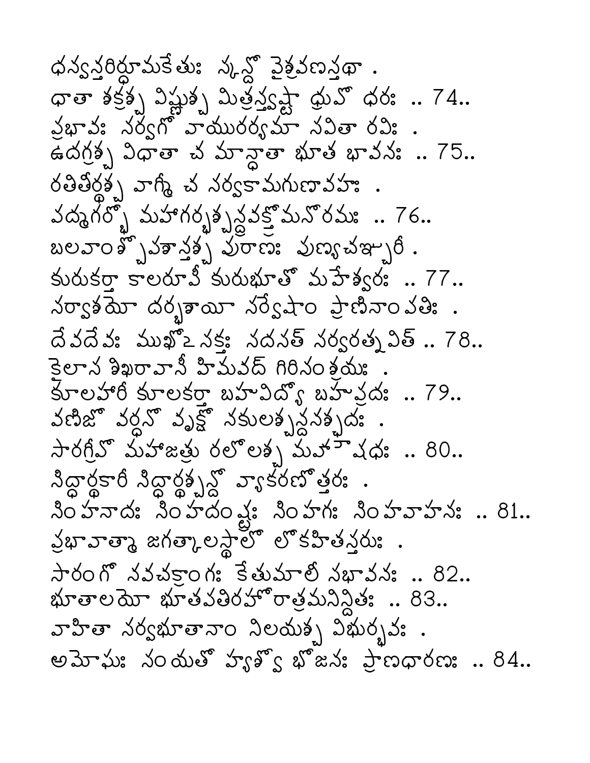ధన్వన్తరిర్ధూమకేతుః స్కన్దో వైశ్రవణస్తథా .
ధాతా శక్రశ్చ విష్ణుశ్చ మిత్రస్త్వష్టా ధ్రువో ధరః .. 74..
ప్రభావః సర్వగో వాయురర్యమా సవితా రవిః .
ఉదగ్రశ్చ విధాతా చ మాన్ధాతా భూత భావనః .. 75..
రతితీర్థశ్చ వాగ్మీ చ సర్వకామగుణావహః .
పద్మగర్భో మహాగర్భశ్చన్ద్రవక్త్రో మనోరమః .. 76..
బలవాంశ్చోపశాన్తశ్చ పురాణః పుణ్యచఞ్చురీ .
కురుకర్తా కాలరూపీ కురుభూతో మహేశ్వరః .. 77..
సర్వాశయో దర్భశాయీ సర్వేషాం ప్రాణినాం పతిః .
దేవదేవః ముఖోఽసక్తః సదసత్ సర్వరత్నవిత్ .. 78..
కైలాస శిఖరావాసీ హిమవద్ గిరిసంశ్రయః .
కూలహారీ కూలకర్తా బహువిద్యో బహుప్రదః .. 79..
వణిజో వర్ధనో వృక్షో నకులశ్చన్దనశ్ఛదః .
సారగ్రీవో మహాజత్రు రలోలశ్చ మహౌషధః .. 80..
సిద్ధార్థకారీ సిద్ధార్థశ్ఛన్దో వ్యాకరణోత్తరః .
సింహనాదః సింహదంష్ట్రః సింహగః సింహవాహనః .. 81..
ప్రభావాత్మా జగత్కాలస్థాలో లోకహితస్తరుః .
సారంగో నవచక్రాంగః కేతుమాలీ సభావనః .. 82..
భూతాలయో భూతపతిరహోరాత్రమనిన్దితః .. 83..
వాహితా సర్వభూతానాం నిలయశ్చ విభుర్భవః .
అమోఘః సంయతో హ్యశ్వో భోజనః ప్రాణధారణః .. 84..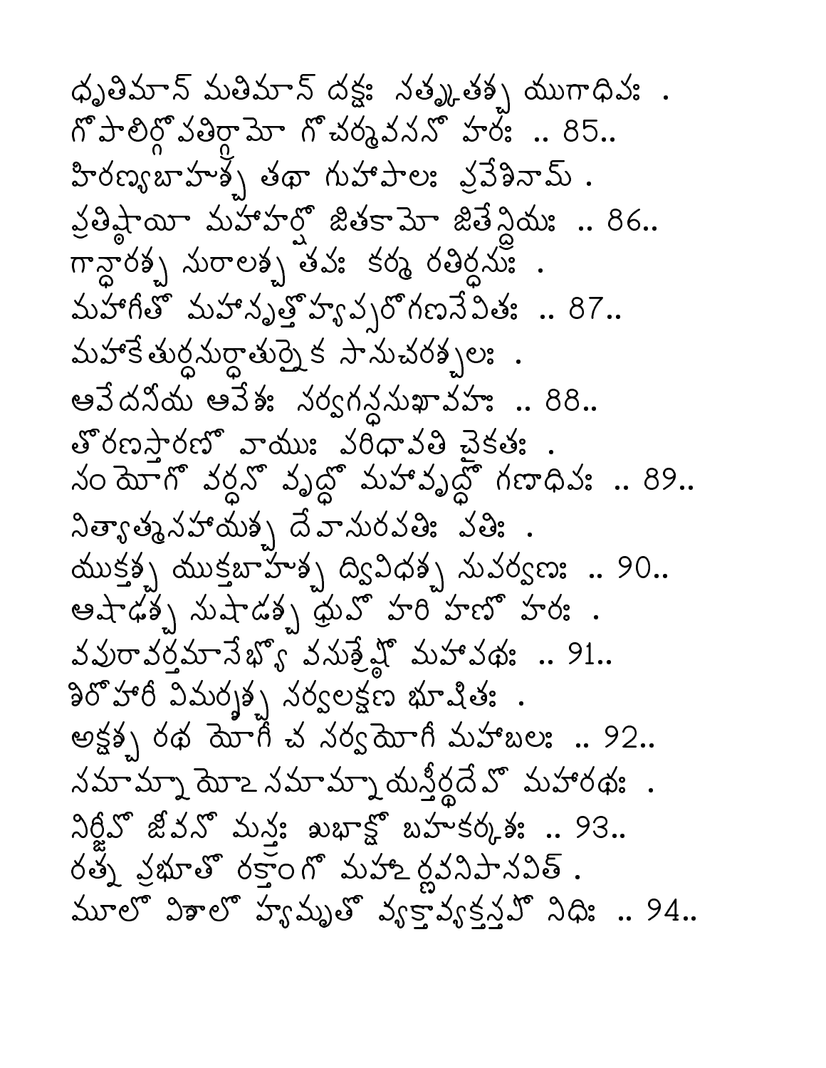ధృతిమాన్ మతిమాన్ దక్షః సత్కృతశ్చ యుగాధిపః .
గోపాలిర్గోపతిర్గ్రామో గోచర్మవసనో హరః .. 85..
హిరణ్యబాహుశ్చ తథా గుహాపాలః ప్రవేశినామ్ .
ప్రతిష్ఠాయీ మహాహర్షో జితకామో జితేన్ద్రియః .. 86..
గాన్ధారశ్చ సురాలశ్చ తపః కర్మ రతిర్ధనుః .
మహాగీతో మహానృత్తో హ్యప్సరోగణసేవితః .. 87..
మహాకేతుర్ధనుర్ధాతుర్నైక సానుచరశ్చలః .
ఆవేదనీయ ఆవేశః సర్వగన్ధసుఖావహః .. 88..
తోరణస్తారణో వాయుః పరిధావతి చైకతః .
సంయోగో వర్ధనో వృద్ధో మహావృద్ధో గణాధిపః .. 89..
నిత్యాత్మసహాయశ్చ దేవాసురపతిః పతిః .
యుక్తశ్చ యుక్తబాహుశ్చ ద్వివిధశ్చ సుపర్వణః .. 90..
ఆషాఢశ్చ సుషాడశ్చ ధ్రువో హరి హణో హరః .
వపురావర్తమానేభ్యో వసుశ్రేష్ఠో మహాపథః .. 91..
శిరోహారీ విమర్శశ్చ సర్వలక్షణ భూషితః .
అక్షశ్చ రథ యోగీ చ సర్వయోగీ మహాబలః .. 92..
సమామ్నాయోఽసమామ్నాయస్తీర్థదేవో మహారథః .
నిర్జీవో జీవనో మన్త్రః శుభాక్షో బహుకర్కశః .. 93..
రత్న ప్రభూతో రక్తాంగో మహాఽర్ణవనిపానవిత్ .
మూలో విశాలో హ్యమృతో వ్యక్తావ్యక్తస్తపో నిధిః .. 94..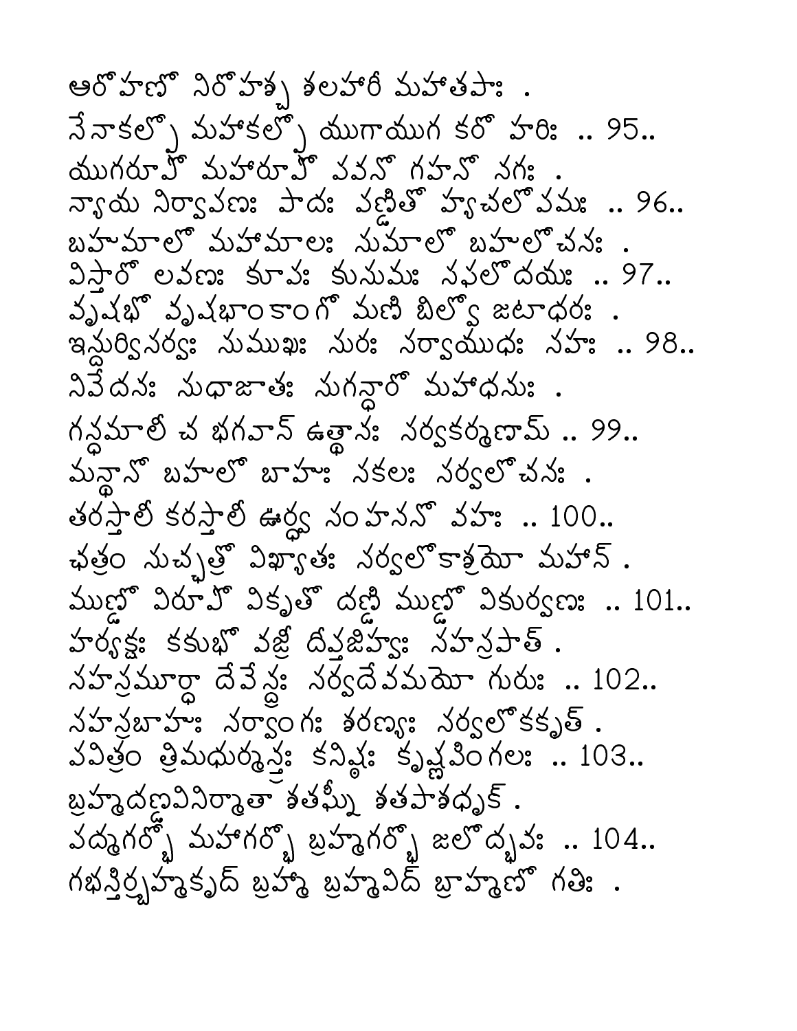ఆరోహణో నిరోహశ్చ శలహారీ మహాతపాః .
సేనాకల్పో మహాకల్పో యుగాయుగ కరో హరిః .. 95..
యుగరూపో మహారూపో పవనో గహనో నగః .
న్యాయ నిర్వాపణః పాదః పణ్డితో హ్యచలోపమః .. 96..
బహుమాలో మహామాలః సుమాలో బహులోచనః .
విస్తారో లవణః కూపః కుసుమః సఫలోదయః .. 97..
వృషభో వృషభాంకాంగో మణి బిల్వో జటాధరః .
ఇన్దుర్విసర్వః సుముఖః సురః సర్వాయుధః సహః .. 98..
నివేదనః సుధాజాతః సుగన్ధారో మహాధనుః .
గన్ధమాలీ చ భగవాన్ ఉత్థానః సర్వకర్మణామ్ .. 99..
మన్థానో బహులో బాహుః సకలః సర్వలోచనః .
తరస్తాలీ కరస్తాలీ ఊర్ధ్వ సంహననో వహః .. 100..
ఛత్రం సుచ్ఛత్రో విఖ్యాతః సర్వలోకాశ్రయో మహాన్ .
ముణ్డో విరూపో వికృతో దణ్డి ముణ్డో వికుర్వణః .. 101..
హర్యక్షః కకుభో వజ్రీ దీప్తజిహ్వః సహస్రపాత్ .
సహస్రమూర్ధా దేవేన్ద్రః సర్వదేవమయో గురుః .. 102..
సహస్రబాహుః సర్వాంగః శరణ్యః సర్వలోకకృత్ .
పవిత్రం త్రిమధుర్మన్త్రః కనిష్ఠః కృష్ణపింగలః .. 103..
బ్రహ్మదణ్డవినిర్మాతా శతఘ్నీ శతపాశధృక్ .
పద్మగర్భో మహాగర్భో బ్రహ్మగర్భో జలోద్భవః .. 104..
గభస్తిర్బ్రహ్మకృద్ బ్రహ్మ బ్రహ్మవిద్ బ్రాహ్మణో గతిః .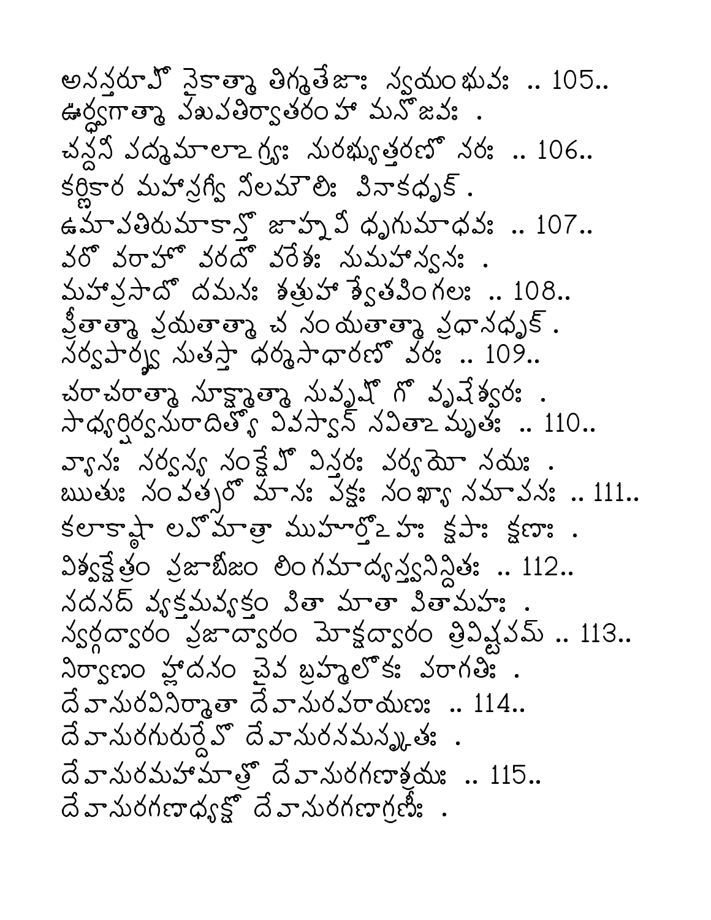అనన్తరూపో నైకాత్మా తిగ్మతేజాః స్వయంభువః .. 105..
ఊర్ధ్వగాత్మా పశుపతిర్వాతరంహా మనోజవః .
చన్దనీ పద్మమాలాఽగ్ర్యః సురభ్యుత్తరణో నరః .. 106..
కర్ణికార మహాస్రగ్వీ నీలమౌలిః పినాకధృక్ .
ఉమాపతిరుమాకాన్తో జాహ్నవీ ధృగుమాధవః .. 107..
వరో వరాహో వరదో వరేశః సుమహాస్వనః .
మహాప్రసాదో దమనః శత్రుహా శ్వేతపింగలః .. 108..
ప్రీతాత్మా ప్రయతాత్మా చ సంయతాత్మా ప్రధానధృక్ .
సర్వపార్శ్వ సుతస్తార్క్ష్యో ధర్మసాధారణో వరః .. 109..
చరాచరాత్మా సూక్ష్మాత్మా సువృషో గో వృషేశ్వరః .
సాధ్యర్షిర్వసురాదిత్యో వివస్వాన్ సవితాఽమృతః .. 110..
వ్యాసః సర్వస్య సంక్షేపో విస్తరః పర్యయో నయః .
ఋతుః సంవత్సరో మాసః పక్షః సంఖ్యా సమాపనః .. 111..
కలాకాష్ఠా లవోమాత్రా ముహూర్తోఽహః క్షపాః క్షణాః .
విశ్వక్షేత్రం ప్రజాబీజం లింగమాద్యస్త్వనిన్దితః .. 112..
సదసద్ వ్యక్తమవ్యక్తం పితా మాతా పితామహః .
స్వర్గద్వారం ప్రజాద్వారం మోక్షద్వారం త్రివిష్టపమ్ .. 113..
నిర్వాణం హ్లాదనం చైవ బ్రహ్మలోకః పరాగతిః .
దేవాసురవినిర్మాతా దేవాసురపరాయణః .. 114..
దేవాసురగురుర్దేవో దేవాసురనమస్కృతః .
దేవాసురమహామాత్రో దేవాసురగణాశ్రయః .. 115..
దేవాసురగణాధ్యక్షో దేవాసురగణాగ్రణీః .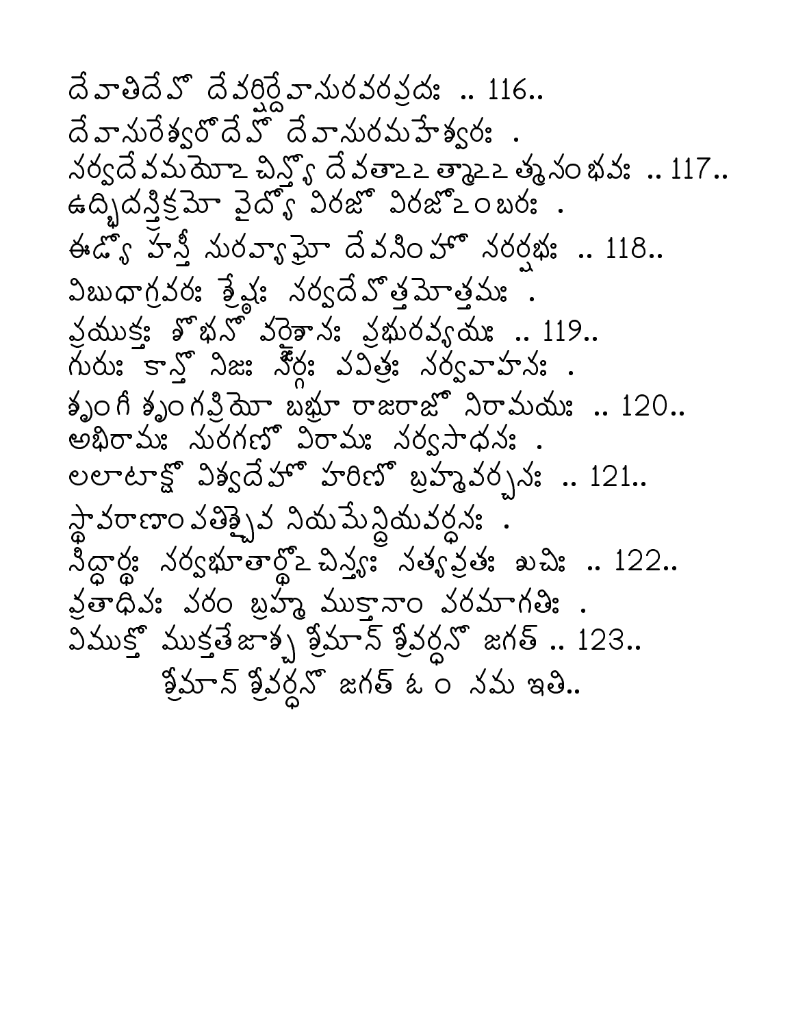దేవాతిదేవో దేవర్షిర్దేవాసురవరప్రదః .. 116..
దేవాసురేశ్వరో దేవో దేవాసురమహేశ్వరః .
సర్వదేవమయోఽచిన్త్యో దేవతాఽఽత్మాఽఽత్మసంభవః .. 117..
ఉద్భిదస్త్రిక్రమో వైద్యో విరజో విరజోఽంబరః .
ఈడ్యో హస్తీ సురవ్యాఘ్రో దేవసింహో నరర్షభః .. 118..
విబుధాగ్రవరః శ్రేష్ఠః సర్వదేవోత్తమోత్తమః .
ప్రయుక్తః శోభనో వర్జ్ఈశానః ప్రభురవ్యయః .. 119..
గురుః కాన్తో నిజః సర్గః పవిత్రః సర్వవాహనః .
శృంగీ శృంగప్రియో బభ్రూ రాజరాజో నిరామయః .. 120..
అభిరామః సురగణో విరామః సర్వసాధనః .
లలాటాక్షో విశ్వదేహో హరిణో బ్రహ్మవర్చసః .. 121..
స్థావరాణాంపతిశ్చైవ నియమేన్ద్రియవర్ధనః .
సిద్ధార్థః సర్వభూతార్థోఽచిన్త్యః సత్యవ్రతః శుచిః .. 122..
వ్రతాధిపః పరం బ్రహ్మ ముక్తానాం పరమాగతిః .
విముక్తో ముక్తతేజాశ్చ శ్రీమాన్ శ్రీవర్ధనో జగత్ .. 123..
శ్రీమాన్ శ్రీవర్ధనో జగత్ ఓం నమ ఇతి..